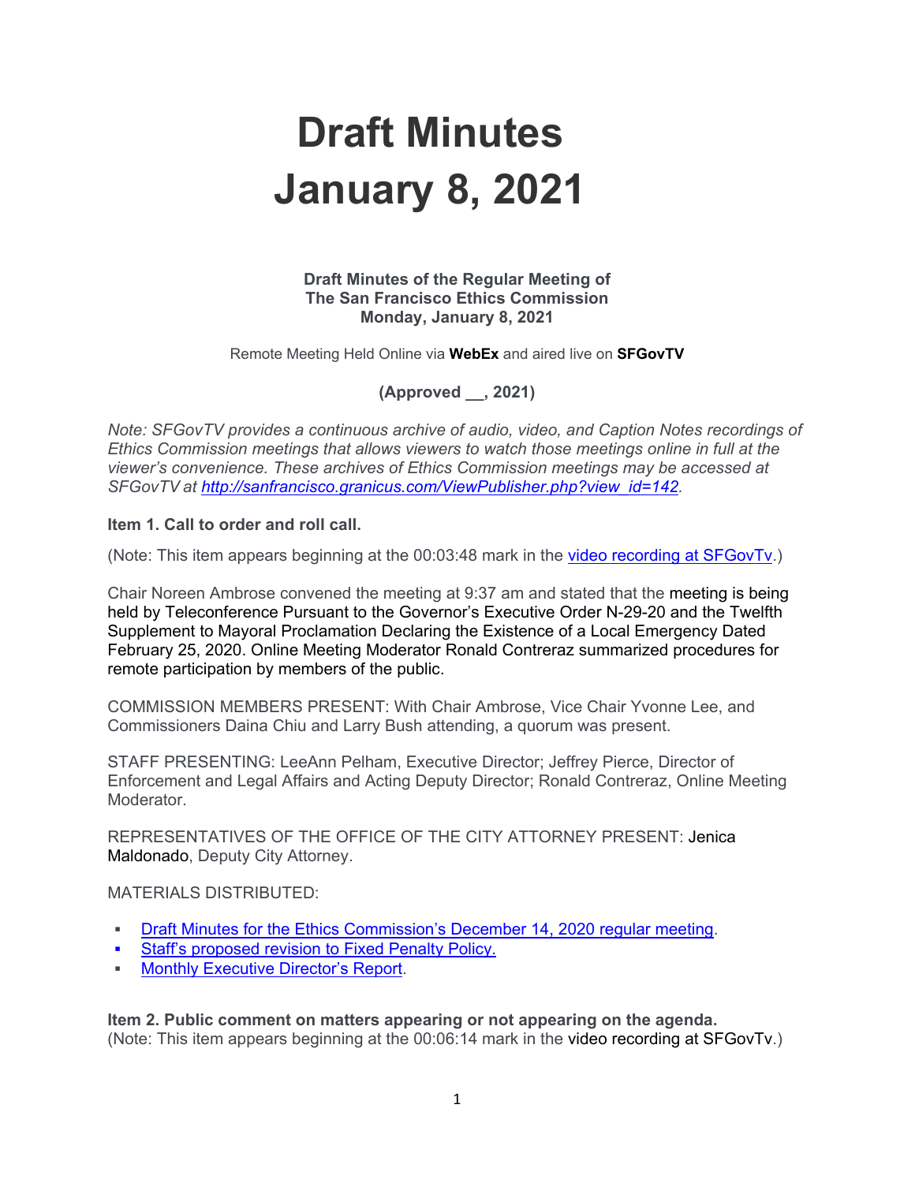# Draft Minutes
# January 8, 2021

**Draft Minutes of the Regular Meeting of**
**The San Francisco Ethics Commission**
**Monday, January 8, 2021**

Remote Meeting Held Online via **WebEx** and aired live on **SFGovTV**

**(Approved __, 2021)**

*Note: SFGovTV provides a continuous archive of audio, video, and Caption Notes recordings of Ethics Commission meetings that allows viewers to watch those meetings online in full at the viewer's convenience. These archives of Ethics Commission meetings may be accessed at SFGovTV at http://sanfrancisco.granicus.com/ViewPublisher.php?view_id=142.*

**Item 1. Call to order and roll call.**

(Note: This item appears beginning at the 00:03:48 mark in the video recording at SFGovTv.)

Chair Noreen Ambrose convened the meeting at 9:37 am and stated that the meeting is being held by Teleconference Pursuant to the Governor's Executive Order N-29-20 and the Twelfth Supplement to Mayoral Proclamation Declaring the Existence of a Local Emergency Dated February 25, 2020. Online Meeting Moderator Ronald Contreraz summarized procedures for remote participation by members of the public.

COMMISSION MEMBERS PRESENT: With Chair Ambrose, Vice Chair Yvonne Lee, and Commissioners Daina Chiu and Larry Bush attending, a quorum was present.

STAFF PRESENTING: LeeAnn Pelham, Executive Director; Jeffrey Pierce, Director of Enforcement and Legal Affairs and Acting Deputy Director; Ronald Contreraz, Online Meeting Moderator.

REPRESENTATIVES OF THE OFFICE OF THE CITY ATTORNEY PRESENT: Jenica Maldonado, Deputy City Attorney.

MATERIALS DISTRIBUTED:

- Draft Minutes for the Ethics Commission's December 14, 2020 regular meeting.
- Staff's proposed revision to Fixed Penalty Policy.
- Monthly Executive Director's Report.

**Item 2. Public comment on matters appearing or not appearing on the agenda.**
(Note: This item appears beginning at the 00:06:14 mark in the video recording at SFGovTv.)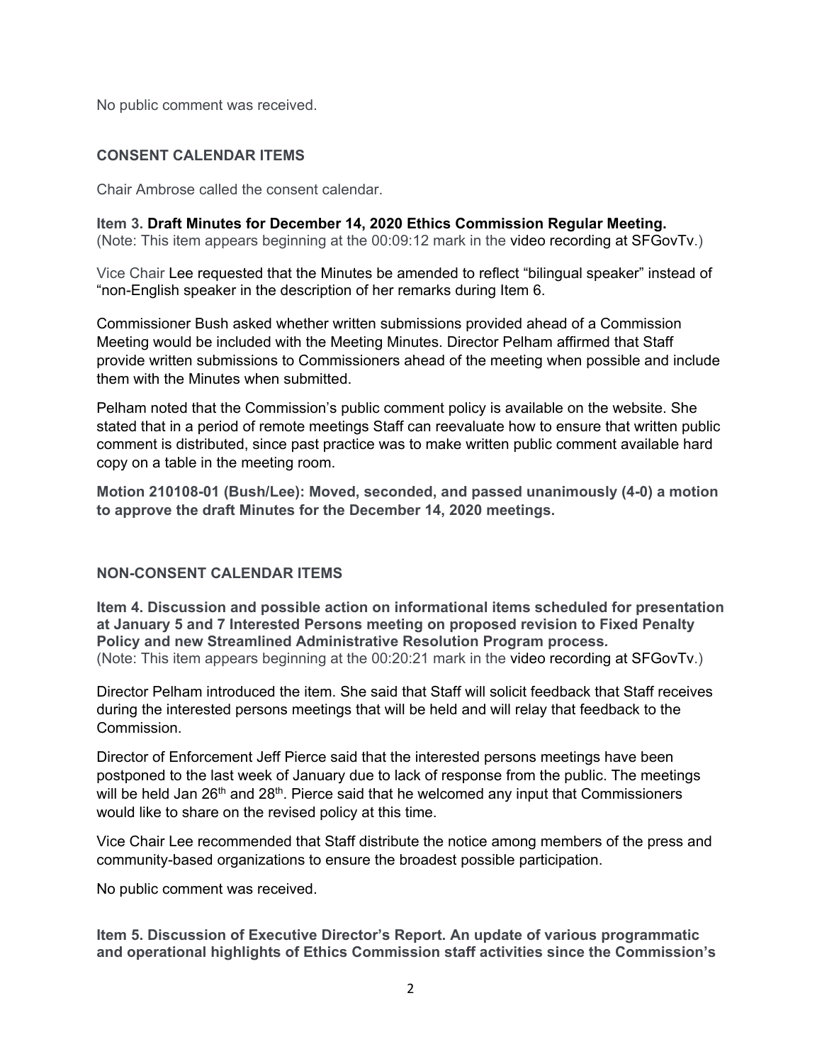No public comment was received.

## CONSENT CALENDAR ITEMS

Chair Ambrose called the consent calendar.

**Item 3. Draft Minutes for December 14, 2020 Ethics Commission Regular Meeting.**
(Note: This item appears beginning at the 00:09:12 mark in the video recording at SFGovTv.)

Vice Chair Lee requested that the Minutes be amended to reflect "bilingual speaker" instead of "non-English speaker in the description of her remarks during Item 6.

Commissioner Bush asked whether written submissions provided ahead of a Commission Meeting would be included with the Meeting Minutes. Director Pelham affirmed that Staff provide written submissions to Commissioners ahead of the meeting when possible and include them with the Minutes when submitted.

Pelham noted that the Commission's public comment policy is available on the website. She stated that in a period of remote meetings Staff can reevaluate how to ensure that written public comment is distributed, since past practice was to make written public comment available hard copy on a table in the meeting room.

**Motion 210108-01 (Bush/Lee): Moved, seconded, and passed unanimously (4-0) a motion to approve the draft Minutes for the December 14, 2020 meetings.**

## NON-CONSENT CALENDAR ITEMS

**Item 4. Discussion and possible action on informational items scheduled for presentation at January 5 and 7 Interested Persons meeting on proposed revision to Fixed Penalty Policy and new Streamlined Administrative Resolution Program process.**
(Note: This item appears beginning at the 00:20:21 mark in the video recording at SFGovTv.)

Director Pelham introduced the item. She said that Staff will solicit feedback that Staff receives during the interested persons meetings that will be held and will relay that feedback to the Commission.

Director of Enforcement Jeff Pierce said that the interested persons meetings have been postponed to the last week of January due to lack of response from the public. The meetings will be held Jan 26th and 28th. Pierce said that he welcomed any input that Commissioners would like to share on the revised policy at this time.

Vice Chair Lee recommended that Staff distribute the notice among members of the press and community-based organizations to ensure the broadest possible participation.

No public comment was received.

**Item 5. Discussion of Executive Director's Report. An update of various programmatic and operational highlights of Ethics Commission staff activities since the Commission's**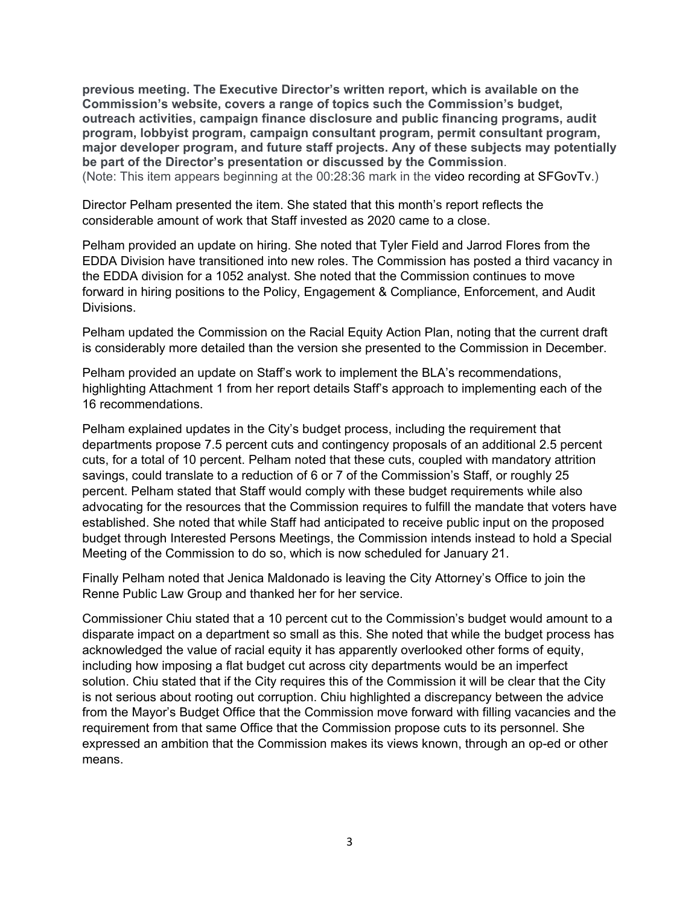**previous meeting. The Executive Director's written report, which is available on the Commission's website, covers a range of topics such the Commission's budget, outreach activities, campaign finance disclosure and public financing programs, audit program, lobbyist program, campaign consultant program, permit consultant program, major developer program, and future staff projects. Any of these subjects may potentially be part of the Director's presentation or discussed by the Commission**.
(Note: This item appears beginning at the 00:28:36 mark in the video recording at SFGovTv.)

Director Pelham presented the item. She stated that this month's report reflects the considerable amount of work that Staff invested as 2020 came to a close.

Pelham provided an update on hiring. She noted that Tyler Field and Jarrod Flores from the EDDA Division have transitioned into new roles. The Commission has posted a third vacancy in the EDDA division for a 1052 analyst. She noted that the Commission continues to move forward in hiring positions to the Policy, Engagement & Compliance, Enforcement, and Audit Divisions.

Pelham updated the Commission on the Racial Equity Action Plan, noting that the current draft is considerably more detailed than the version she presented to the Commission in December.

Pelham provided an update on Staff's work to implement the BLA's recommendations, highlighting Attachment 1 from her report details Staff's approach to implementing each of the 16 recommendations.

Pelham explained updates in the City's budget process, including the requirement that departments propose 7.5 percent cuts and contingency proposals of an additional 2.5 percent cuts, for a total of 10 percent. Pelham noted that these cuts, coupled with mandatory attrition savings, could translate to a reduction of 6 or 7 of the Commission's Staff, or roughly 25 percent. Pelham stated that Staff would comply with these budget requirements while also advocating for the resources that the Commission requires to fulfill the mandate that voters have established. She noted that while Staff had anticipated to receive public input on the proposed budget through Interested Persons Meetings, the Commission intends instead to hold a Special Meeting of the Commission to do so, which is now scheduled for January 21.

Finally Pelham noted that Jenica Maldonado is leaving the City Attorney's Office to join the Renne Public Law Group and thanked her for her service.

Commissioner Chiu stated that a 10 percent cut to the Commission's budget would amount to a disparate impact on a department so small as this. She noted that while the budget process has acknowledged the value of racial equity it has apparently overlooked other forms of equity, including how imposing a flat budget cut across city departments would be an imperfect solution. Chiu stated that if the City requires this of the Commission it will be clear that the City is not serious about rooting out corruption. Chiu highlighted a discrepancy between the advice from the Mayor's Budget Office that the Commission move forward with filling vacancies and the requirement from that same Office that the Commission propose cuts to its personnel. She expressed an ambition that the Commission makes its views known, through an op-ed or other means.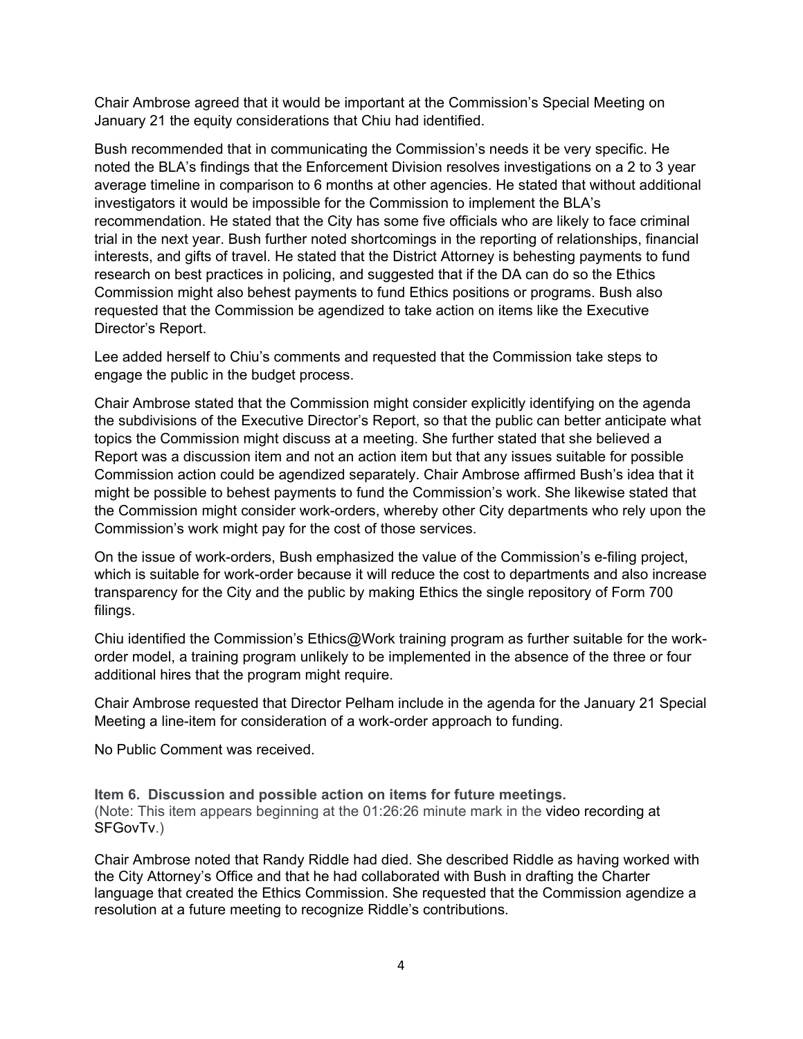Chair Ambrose agreed that it would be important at the Commission's Special Meeting on January 21 the equity considerations that Chiu had identified.

Bush recommended that in communicating the Commission's needs it be very specific. He noted the BLA's findings that the Enforcement Division resolves investigations on a 2 to 3 year average timeline in comparison to 6 months at other agencies. He stated that without additional investigators it would be impossible for the Commission to implement the BLA's recommendation. He stated that the City has some five officials who are likely to face criminal trial in the next year. Bush further noted shortcomings in the reporting of relationships, financial interests, and gifts of travel. He stated that the District Attorney is behesting payments to fund research on best practices in policing, and suggested that if the DA can do so the Ethics Commission might also behest payments to fund Ethics positions or programs. Bush also requested that the Commission be agendized to take action on items like the Executive Director's Report.

Lee added herself to Chiu's comments and requested that the Commission take steps to engage the public in the budget process.

Chair Ambrose stated that the Commission might consider explicitly identifying on the agenda the subdivisions of the Executive Director's Report, so that the public can better anticipate what topics the Commission might discuss at a meeting. She further stated that she believed a Report was a discussion item and not an action item but that any issues suitable for possible Commission action could be agendized separately. Chair Ambrose affirmed Bush's idea that it might be possible to behest payments to fund the Commission's work. She likewise stated that the Commission might consider work-orders, whereby other City departments who rely upon the Commission's work might pay for the cost of those services.

On the issue of work-orders, Bush emphasized the value of the Commission's e-filing project, which is suitable for work-order because it will reduce the cost to departments and also increase transparency for the City and the public by making Ethics the single repository of Form 700 filings.

Chiu identified the Commission's Ethics@Work training program as further suitable for the work-order model, a training program unlikely to be implemented in the absence of the three or four additional hires that the program might require.

Chair Ambrose requested that Director Pelham include in the agenda for the January 21 Special Meeting a line-item for consideration of a work-order approach to funding.

No Public Comment was received.

**Item 6. Discussion and possible action on items for future meetings.**
(Note: This item appears beginning at the 01:26:26 minute mark in the video recording at SFGovTv.)

Chair Ambrose noted that Randy Riddle had died. She described Riddle as having worked with the City Attorney's Office and that he had collaborated with Bush in drafting the Charter language that created the Ethics Commission. She requested that the Commission agendize a resolution at a future meeting to recognize Riddle's contributions.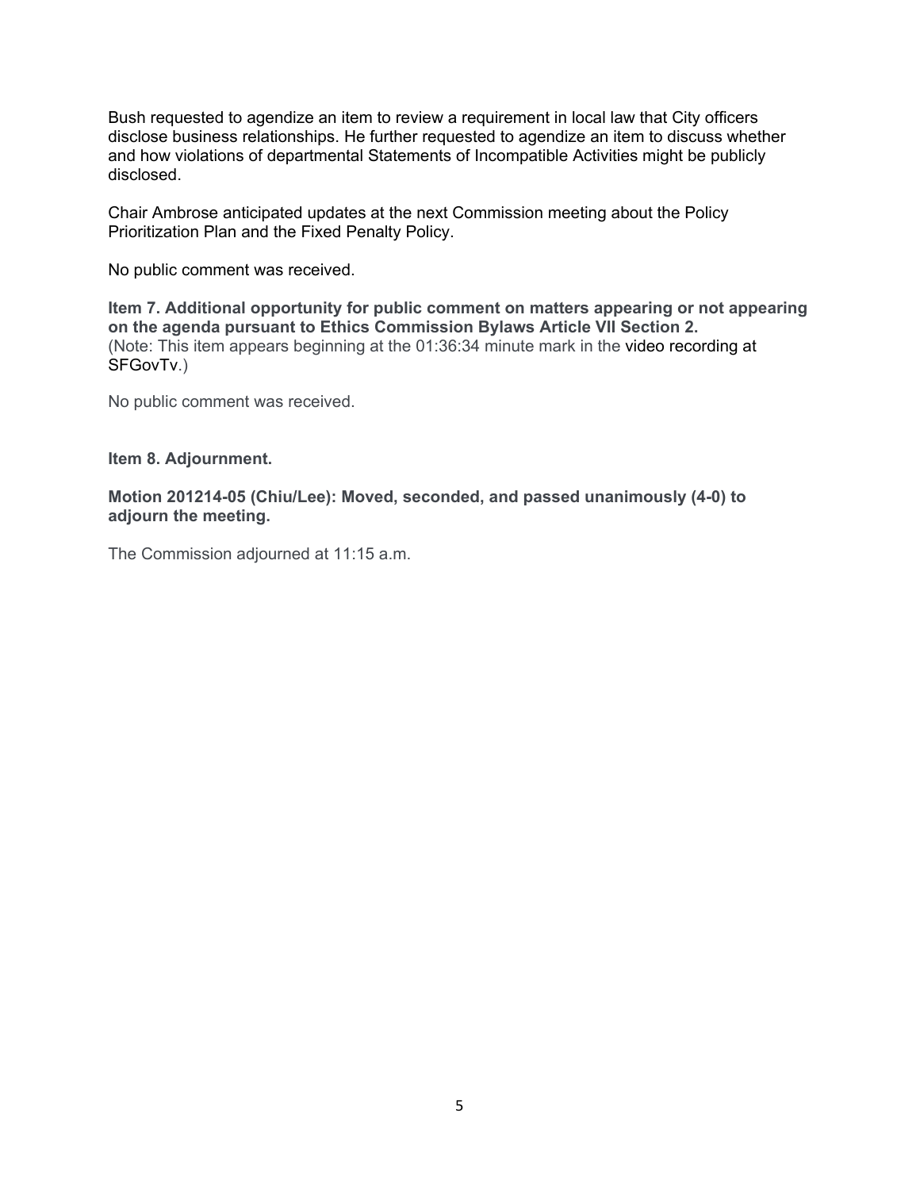Bush requested to agendize an item to review a requirement in local law that City officers disclose business relationships. He further requested to agendize an item to discuss whether and how violations of departmental Statements of Incompatible Activities might be publicly disclosed.

Chair Ambrose anticipated updates at the next Commission meeting about the Policy Prioritization Plan and the Fixed Penalty Policy.

No public comment was received.

**Item 7. Additional opportunity for public comment on matters appearing or not appearing on the agenda pursuant to Ethics Commission Bylaws Article VII Section 2.**
(Note: This item appears beginning at the 01:36:34 minute mark in the video recording at SFGovTv.)

No public comment was received.

**Item 8. Adjournment.**

**Motion 201214-05 (Chiu/Lee): Moved, seconded, and passed unanimously (4-0) to adjourn the meeting.**

The Commission adjourned at 11:15 a.m.